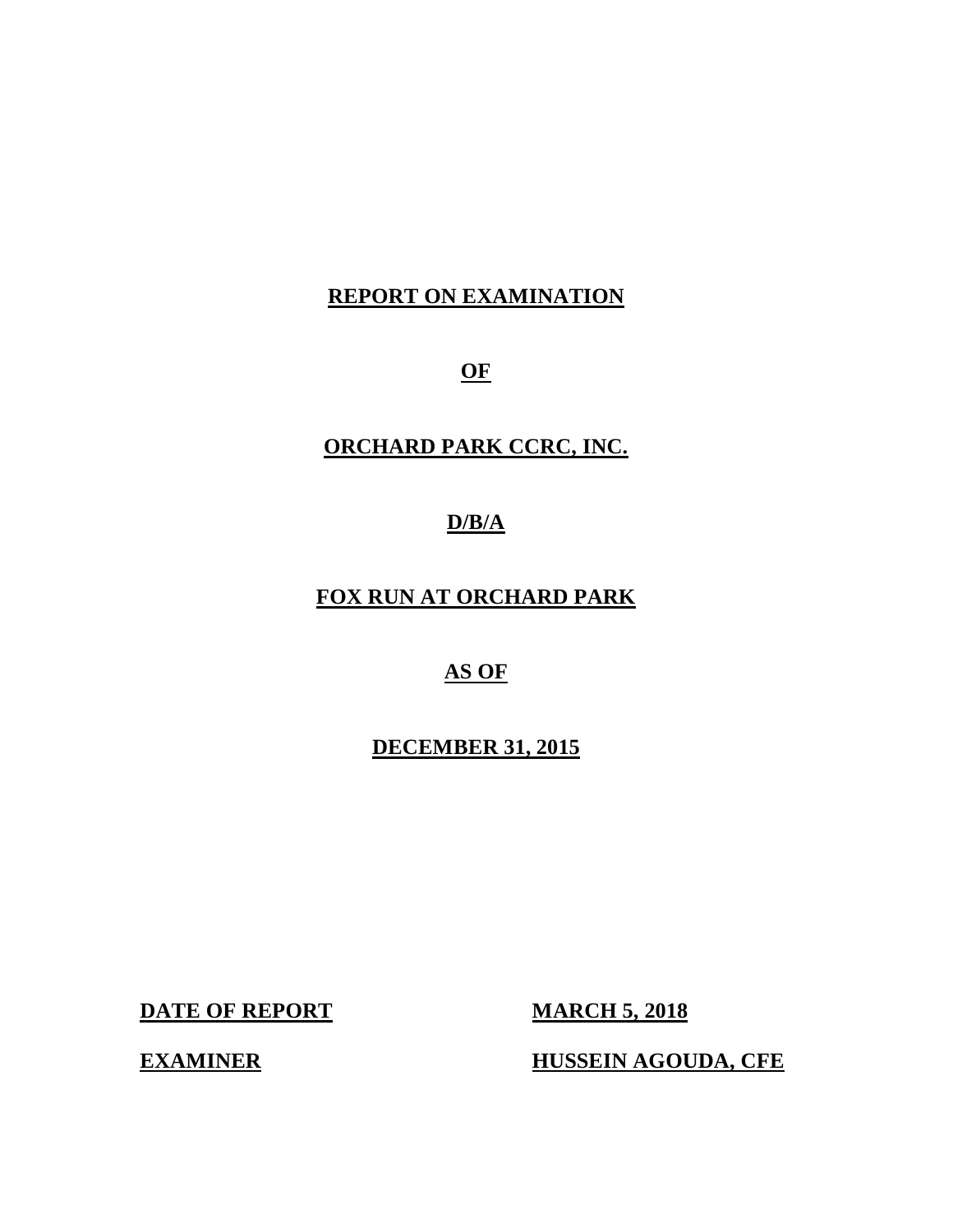# REPORT ON EXAMINATION

# OF

# ORCHARD PARK CCRC, INC.

# D/B/A

# FOX RUN AT ORCHARD PARK

# AS OF

# DECEMBER 31, 2015

| | |
|---|---|
| **DATE OF REPORT** | **MARCH 5, 2018** |
| **EXAMINER** | **HUSSEIN AGOUDA, CFE** |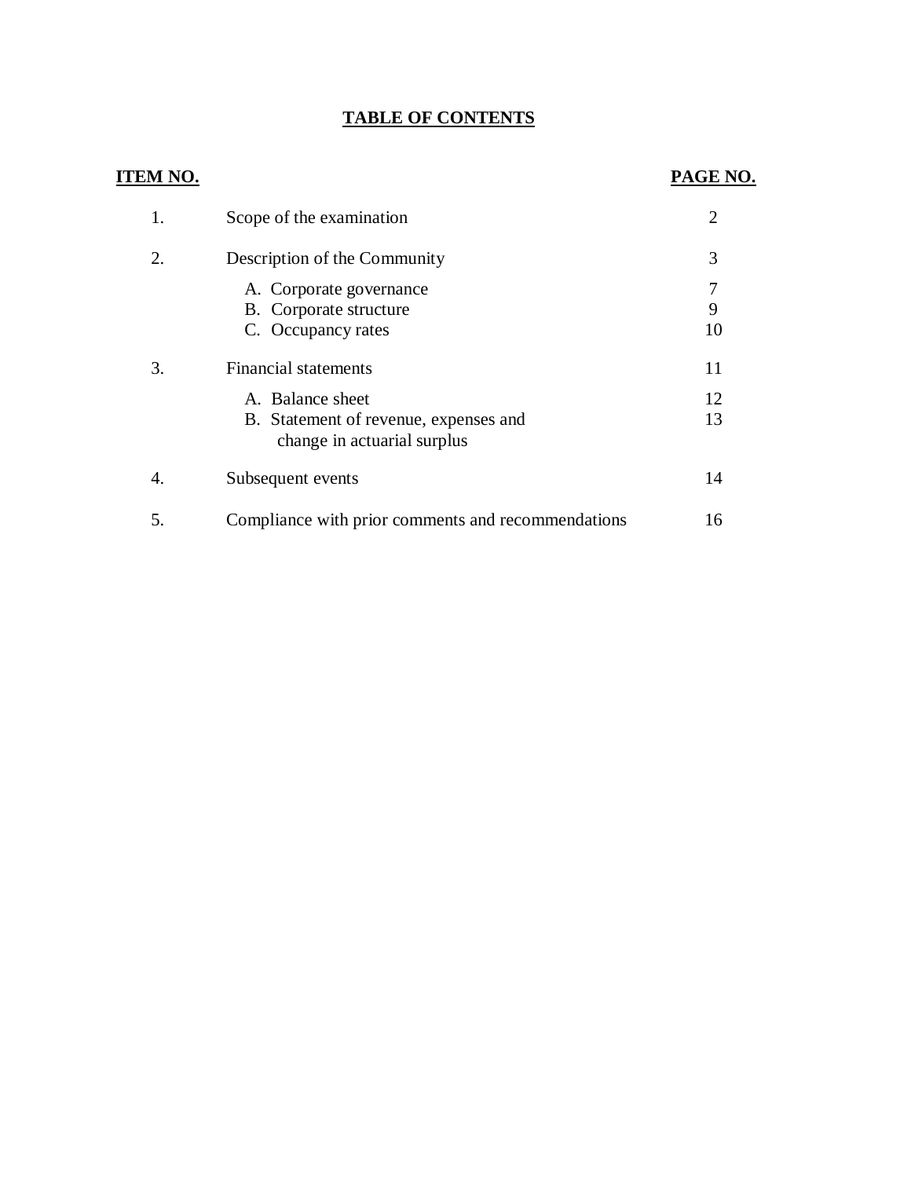# TABLE OF CONTENTS

| ITEM NO. | | PAGE NO. |
|---|---|---|
| 1. | Scope of the examination | 2 |
| 2. | Description of the Community | 3 |
| | A. Corporate governance | 7 |
| | B. Corporate structure | 9 |
| | C. Occupancy rates | 10 |
| 3. | Financial statements | 11 |
| | A. Balance sheet | 12 |
| | B. Statement of revenue, expenses and change in actuarial surplus | 13 |
| 4. | Subsequent events | 14 |
| 5. | Compliance with prior comments and recommendations | 16 |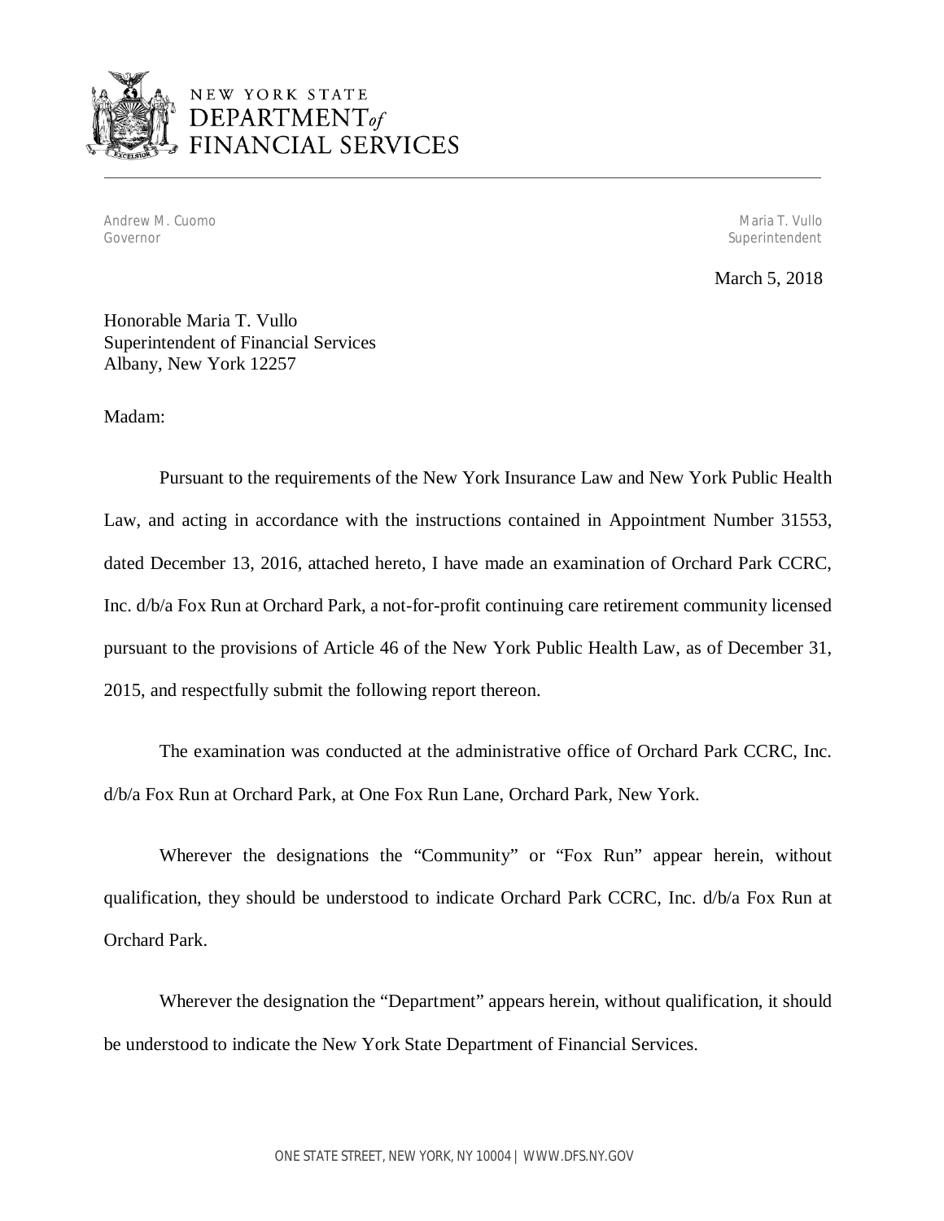NEW YORK STATE
DEPARTMENT *of*
FINANCIAL SERVICES

Andrew M. Cuomo
Governor

Maria T. Vullo
Superintendent

March 5, 2018

Honorable Maria T. Vullo
Superintendent of Financial Services
Albany, New York 12257

Madam:

Pursuant to the requirements of the New York Insurance Law and New York Public Health Law, and acting in accordance with the instructions contained in Appointment Number 31553, dated December 13, 2016, attached hereto, I have made an examination of Orchard Park CCRC, Inc. d/b/a Fox Run at Orchard Park, a not-for-profit continuing care retirement community licensed pursuant to the provisions of Article 46 of the New York Public Health Law, as of December 31, 2015, and respectfully submit the following report thereon.

The examination was conducted at the administrative office of Orchard Park CCRC, Inc. d/b/a Fox Run at Orchard Park, at One Fox Run Lane, Orchard Park, New York.

Wherever the designations the "Community" or "Fox Run" appear herein, without qualification, they should be understood to indicate Orchard Park CCRC, Inc. d/b/a Fox Run at Orchard Park.

Wherever the designation the "Department" appears herein, without qualification, it should be understood to indicate the New York State Department of Financial Services.

ONE STATE STREET, NEW YORK, NY 10004 | WWW.DFS.NY.GOV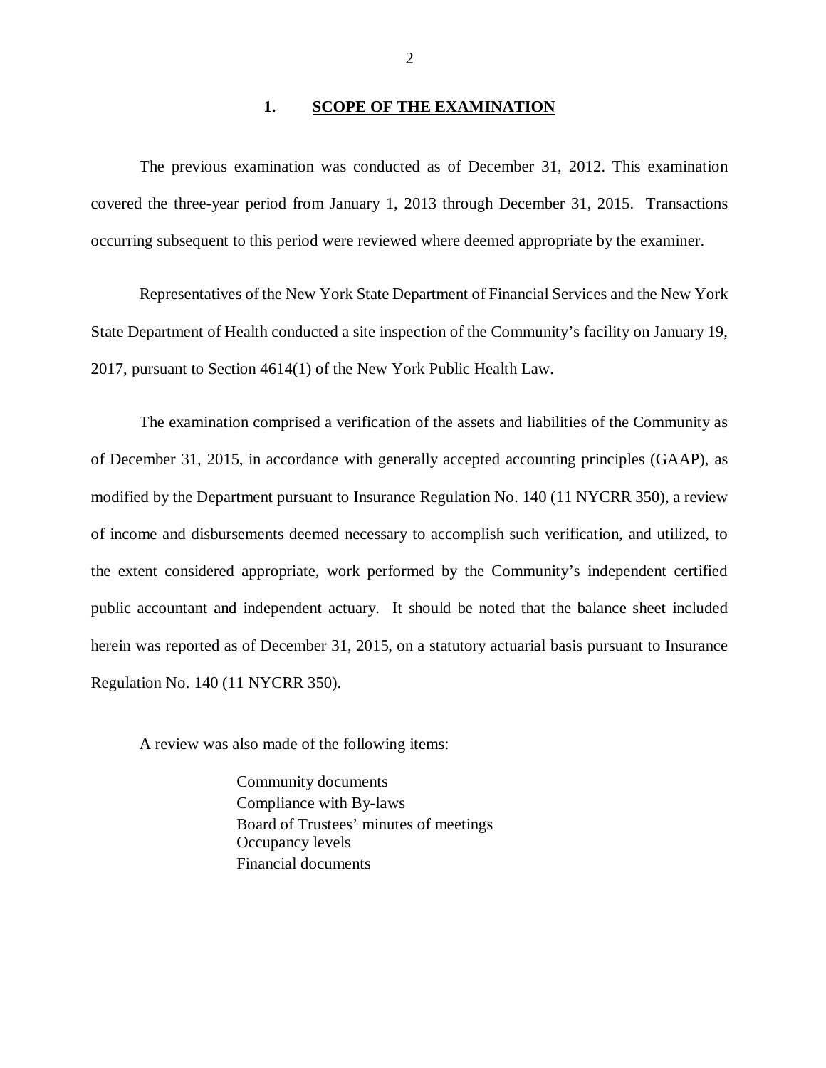## 1. SCOPE OF THE EXAMINATION

The previous examination was conducted as of December 31, 2012. This examination covered the three-year period from January 1, 2013 through December 31, 2015. Transactions occurring subsequent to this period were reviewed where deemed appropriate by the examiner.

Representatives of the New York State Department of Financial Services and the New York State Department of Health conducted a site inspection of the Community's facility on January 19, 2017, pursuant to Section 4614(1) of the New York Public Health Law.

The examination comprised a verification of the assets and liabilities of the Community as of December 31, 2015, in accordance with generally accepted accounting principles (GAAP), as modified by the Department pursuant to Insurance Regulation No. 140 (11 NYCRR 350), a review of income and disbursements deemed necessary to accomplish such verification, and utilized, to the extent considered appropriate, work performed by the Community's independent certified public accountant and independent actuary. It should be noted that the balance sheet included herein was reported as of December 31, 2015, on a statutory actuarial basis pursuant to Insurance Regulation No. 140 (11 NYCRR 350).

A review was also made of the following items:

- Community documents
- Compliance with By-laws
- Board of Trustees' minutes of meetings
- Occupancy levels
- Financial documents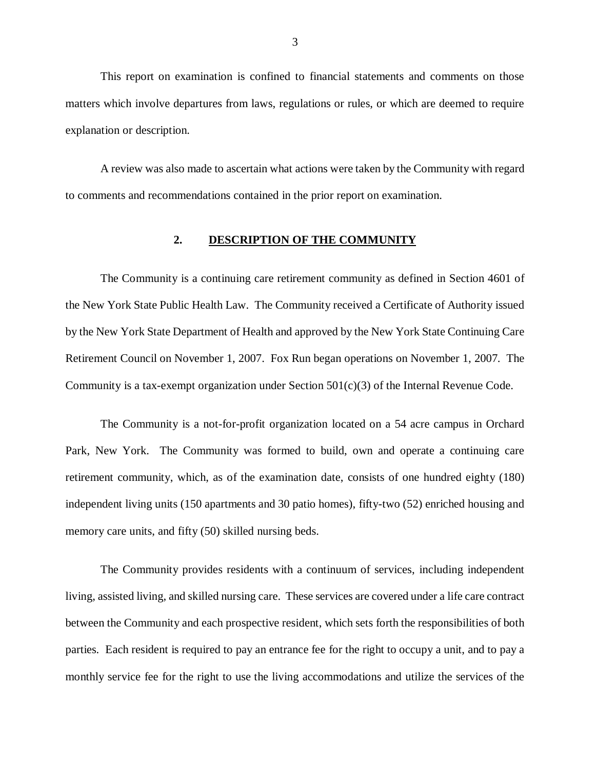This report on examination is confined to financial statements and comments on those matters which involve departures from laws, regulations or rules, or which are deemed to require explanation or description.

A review was also made to ascertain what actions were taken by the Community with regard to comments and recommendations contained in the prior report on examination.

## 2. DESCRIPTION OF THE COMMUNITY

The Community is a continuing care retirement community as defined in Section 4601 of the New York State Public Health Law. The Community received a Certificate of Authority issued by the New York State Department of Health and approved by the New York State Continuing Care Retirement Council on November 1, 2007. Fox Run began operations on November 1, 2007. The Community is a tax-exempt organization under Section 501(c)(3) of the Internal Revenue Code.

The Community is a not-for-profit organization located on a 54 acre campus in Orchard Park, New York. The Community was formed to build, own and operate a continuing care retirement community, which, as of the examination date, consists of one hundred eighty (180) independent living units (150 apartments and 30 patio homes), fifty-two (52) enriched housing and memory care units, and fifty (50) skilled nursing beds.

The Community provides residents with a continuum of services, including independent living, assisted living, and skilled nursing care. These services are covered under a life care contract between the Community and each prospective resident, which sets forth the responsibilities of both parties. Each resident is required to pay an entrance fee for the right to occupy a unit, and to pay a monthly service fee for the right to use the living accommodations and utilize the services of the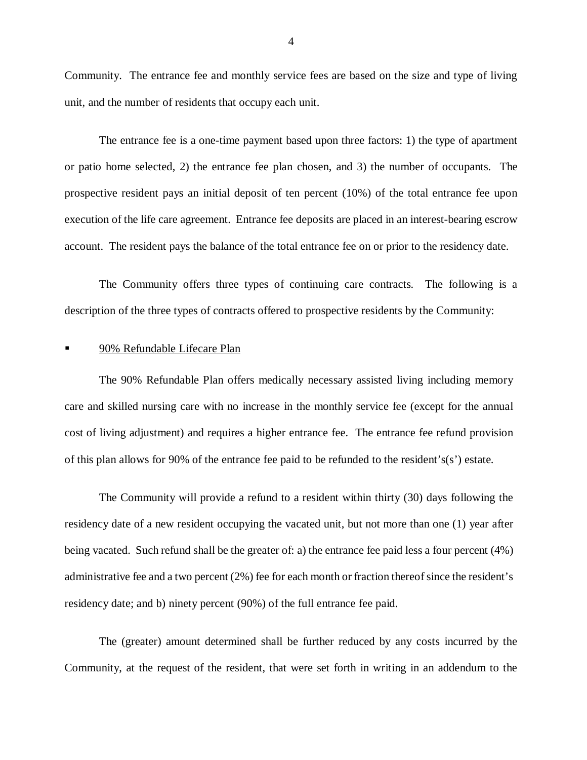Community. The entrance fee and monthly service fees are based on the size and type of living unit, and the number of residents that occupy each unit.

The entrance fee is a one-time payment based upon three factors: 1) the type of apartment or patio home selected, 2) the entrance fee plan chosen, and 3) the number of occupants. The prospective resident pays an initial deposit of ten percent (10%) of the total entrance fee upon execution of the life care agreement. Entrance fee deposits are placed in an interest-bearing escrow account. The resident pays the balance of the total entrance fee on or prior to the residency date.

The Community offers three types of continuing care contracts. The following is a description of the three types of contracts offered to prospective residents by the Community:

- 90% Refundable Lifecare Plan

The 90% Refundable Plan offers medically necessary assisted living including memory care and skilled nursing care with no increase in the monthly service fee (except for the annual cost of living adjustment) and requires a higher entrance fee. The entrance fee refund provision of this plan allows for 90% of the entrance fee paid to be refunded to the resident's(s') estate.

The Community will provide a refund to a resident within thirty (30) days following the residency date of a new resident occupying the vacated unit, but not more than one (1) year after being vacated. Such refund shall be the greater of: a) the entrance fee paid less a four percent (4%) administrative fee and a two percent (2%) fee for each month or fraction thereof since the resident's residency date; and b) ninety percent (90%) of the full entrance fee paid.

The (greater) amount determined shall be further reduced by any costs incurred by the Community, at the request of the resident, that were set forth in writing in an addendum to the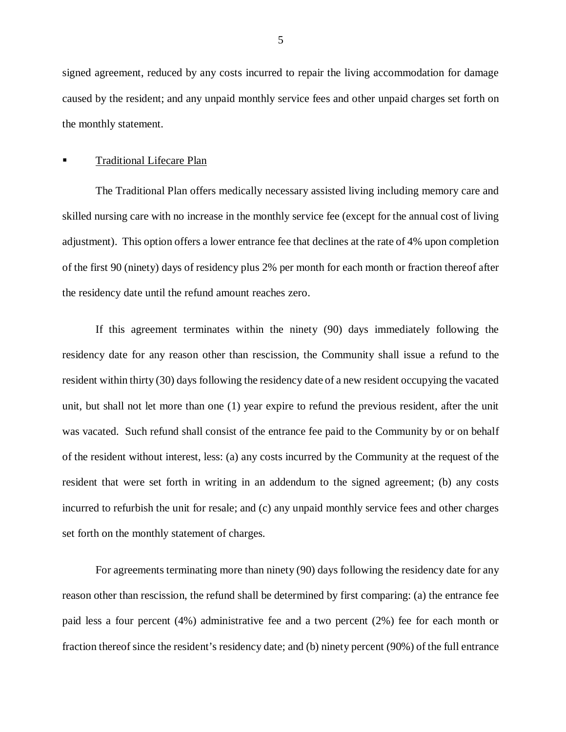signed agreement, reduced by any costs incurred to repair the living accommodation for damage caused by the resident; and any unpaid monthly service fees and other unpaid charges set forth on the monthly statement.

- Traditional Lifecare Plan

The Traditional Plan offers medically necessary assisted living including memory care and skilled nursing care with no increase in the monthly service fee (except for the annual cost of living adjustment). This option offers a lower entrance fee that declines at the rate of 4% upon completion of the first 90 (ninety) days of residency plus 2% per month for each month or fraction thereof after the residency date until the refund amount reaches zero.

If this agreement terminates within the ninety (90) days immediately following the residency date for any reason other than rescission, the Community shall issue a refund to the resident within thirty (30) days following the residency date of a new resident occupying the vacated unit, but shall not let more than one (1) year expire to refund the previous resident, after the unit was vacated. Such refund shall consist of the entrance fee paid to the Community by or on behalf of the resident without interest, less: (a) any costs incurred by the Community at the request of the resident that were set forth in writing in an addendum to the signed agreement; (b) any costs incurred to refurbish the unit for resale; and (c) any unpaid monthly service fees and other charges set forth on the monthly statement of charges.

For agreements terminating more than ninety (90) days following the residency date for any reason other than rescission, the refund shall be determined by first comparing: (a) the entrance fee paid less a four percent (4%) administrative fee and a two percent (2%) fee for each month or fraction thereof since the resident's residency date; and (b) ninety percent (90%) of the full entrance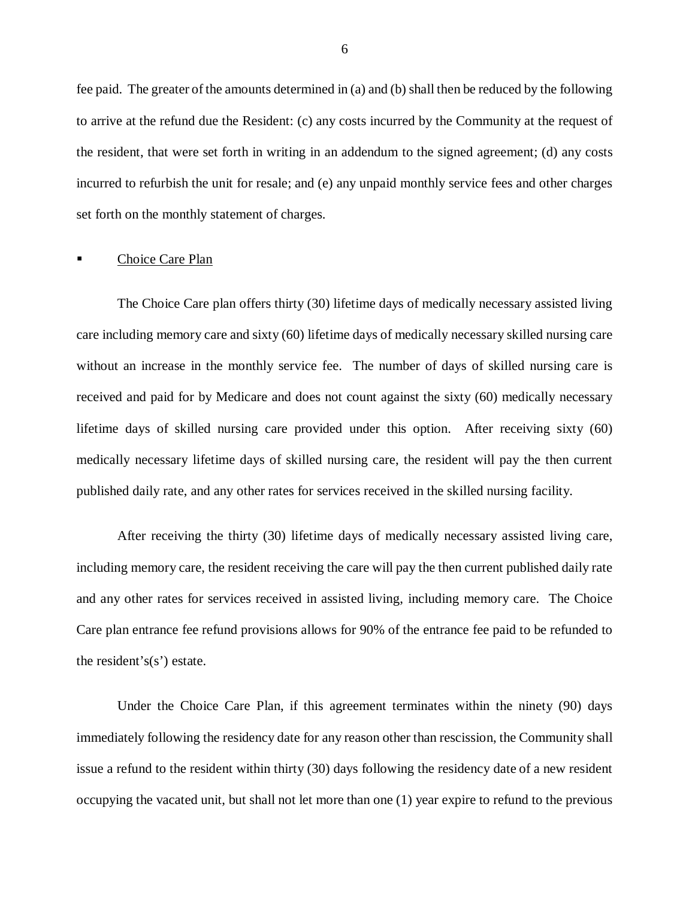fee paid. The greater of the amounts determined in (a) and (b) shall then be reduced by the following to arrive at the refund due the Resident: (c) any costs incurred by the Community at the request of the resident, that were set forth in writing in an addendum to the signed agreement; (d) any costs incurred to refurbish the unit for resale; and (e) any unpaid monthly service fees and other charges set forth on the monthly statement of charges.

- <u>Choice Care Plan</u>

The Choice Care plan offers thirty (30) lifetime days of medically necessary assisted living care including memory care and sixty (60) lifetime days of medically necessary skilled nursing care without an increase in the monthly service fee. The number of days of skilled nursing care is received and paid for by Medicare and does not count against the sixty (60) medically necessary lifetime days of skilled nursing care provided under this option. After receiving sixty (60) medically necessary lifetime days of skilled nursing care, the resident will pay the then current published daily rate, and any other rates for services received in the skilled nursing facility.

After receiving the thirty (30) lifetime days of medically necessary assisted living care, including memory care, the resident receiving the care will pay the then current published daily rate and any other rates for services received in assisted living, including memory care. The Choice Care plan entrance fee refund provisions allows for 90% of the entrance fee paid to be refunded to the resident's(s') estate.

Under the Choice Care Plan, if this agreement terminates within the ninety (90) days immediately following the residency date for any reason other than rescission, the Community shall issue a refund to the resident within thirty (30) days following the residency date of a new resident occupying the vacated unit, but shall not let more than one (1) year expire to refund to the previous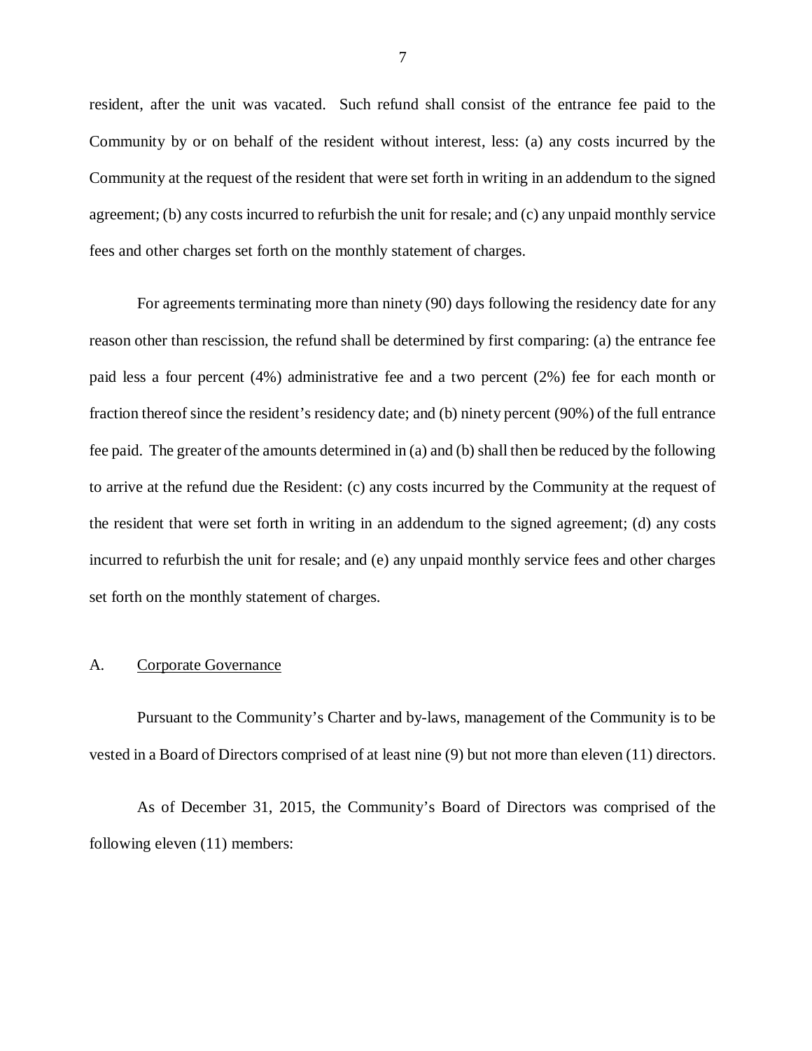resident, after the unit was vacated. Such refund shall consist of the entrance fee paid to the Community by or on behalf of the resident without interest, less: (a) any costs incurred by the Community at the request of the resident that were set forth in writing in an addendum to the signed agreement; (b) any costs incurred to refurbish the unit for resale; and (c) any unpaid monthly service fees and other charges set forth on the monthly statement of charges.

For agreements terminating more than ninety (90) days following the residency date for any reason other than rescission, the refund shall be determined by first comparing: (a) the entrance fee paid less a four percent (4%) administrative fee and a two percent (2%) fee for each month or fraction thereof since the resident's residency date; and (b) ninety percent (90%) of the full entrance fee paid. The greater of the amounts determined in (a) and (b) shall then be reduced by the following to arrive at the refund due the Resident: (c) any costs incurred by the Community at the request of the resident that were set forth in writing in an addendum to the signed agreement; (d) any costs incurred to refurbish the unit for resale; and (e) any unpaid monthly service fees and other charges set forth on the monthly statement of charges.

## A. Corporate Governance

Pursuant to the Community's Charter and by-laws, management of the Community is to be vested in a Board of Directors comprised of at least nine (9) but not more than eleven (11) directors.

As of December 31, 2015, the Community's Board of Directors was comprised of the following eleven (11) members: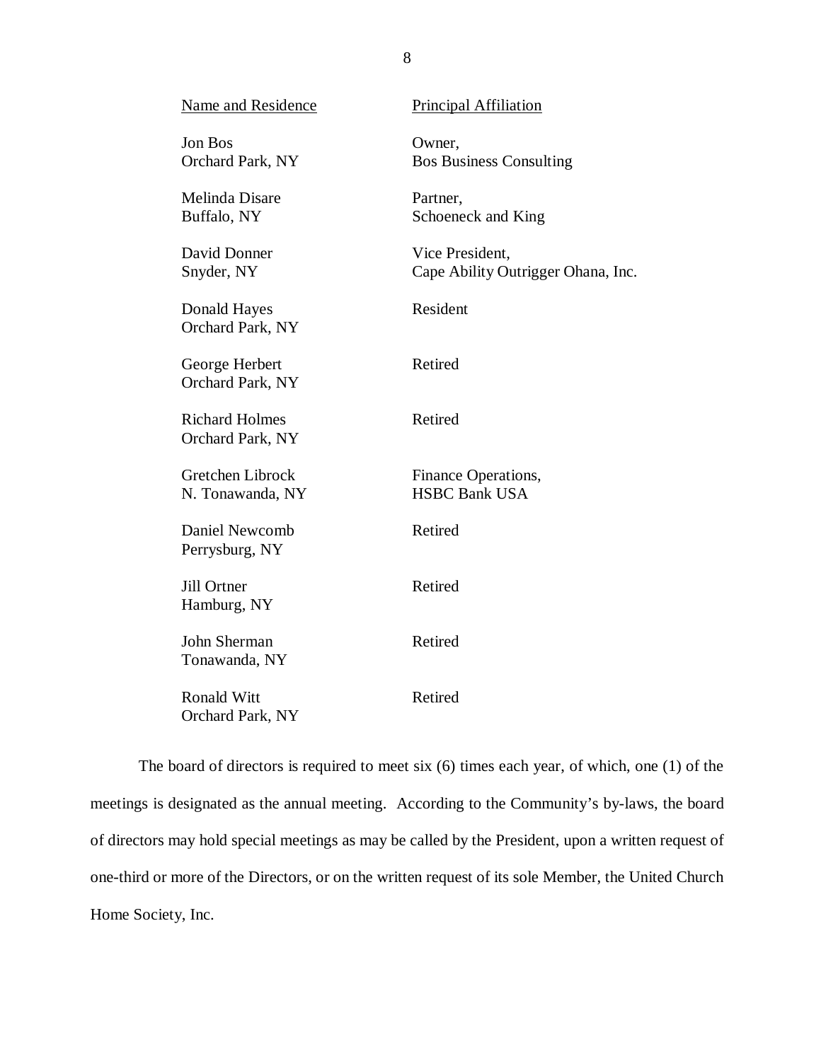| Name and Residence | Principal Affiliation |
| --- | --- |
| Jon Bos<br>Orchard Park, NY | Owner,<br>Bos Business Consulting |
| Melinda Disare<br>Buffalo, NY | Partner,<br>Schoeneck and King |
| David Donner<br>Snyder, NY | Vice President,<br>Cape Ability Outrigger Ohana, Inc. |
| Donald Hayes<br>Orchard Park, NY | Resident |
| George Herbert<br>Orchard Park, NY | Retired |
| Richard Holmes<br>Orchard Park, NY | Retired |
| Gretchen Librock<br>N. Tonawanda, NY | Finance Operations,<br>HSBC Bank USA |
| Daniel Newcomb<br>Perrysburg, NY | Retired |
| Jill Ortner<br>Hamburg, NY | Retired |
| John Sherman<br>Tonawanda, NY | Retired |
| Ronald Witt<br>Orchard Park, NY | Retired |

The board of directors is required to meet six (6) times each year, of which, one (1) of the meetings is designated as the annual meeting. According to the Community's by-laws, the board of directors may hold special meetings as may be called by the President, upon a written request of one-third or more of the Directors, or on the written request of its sole Member, the United Church Home Society, Inc.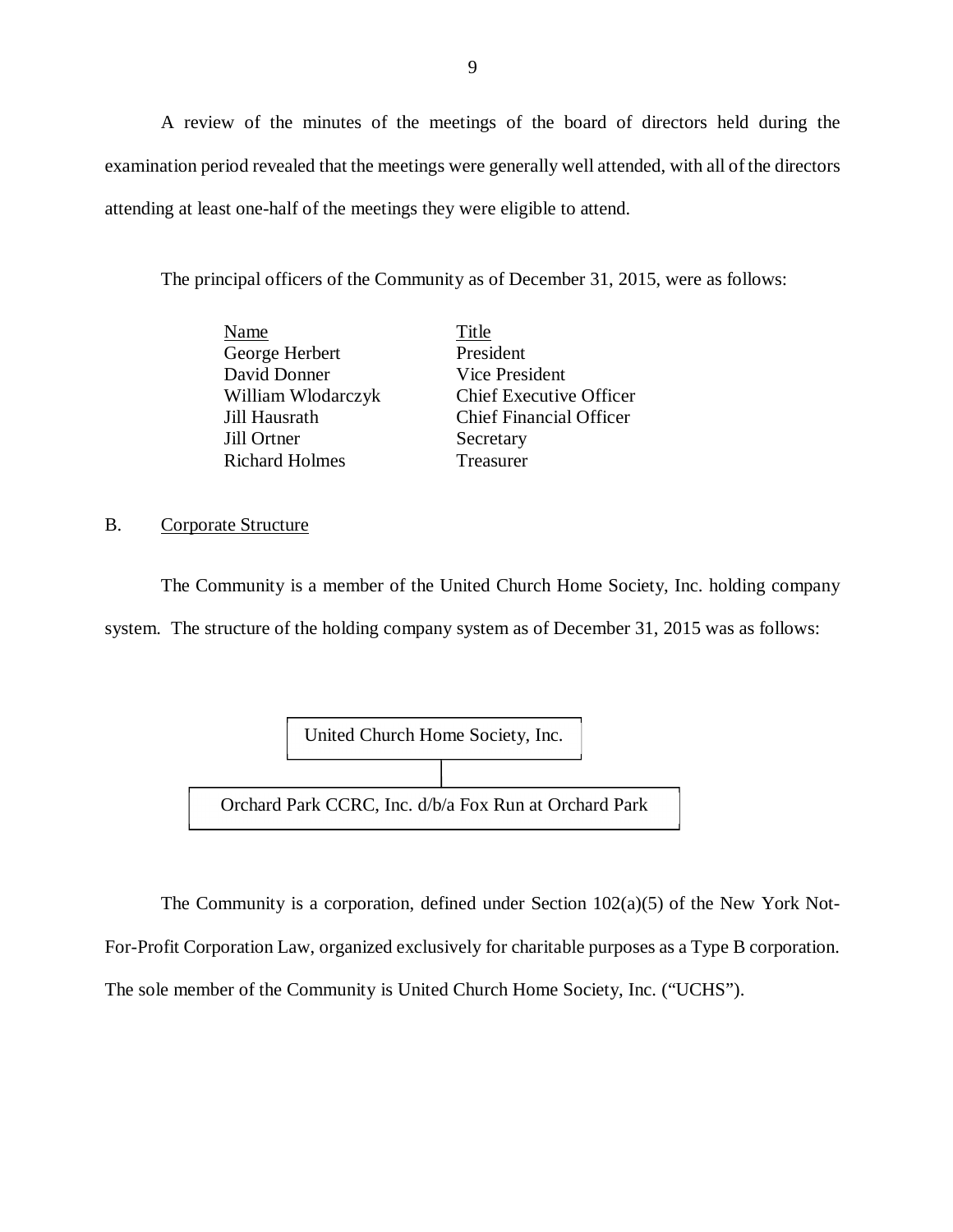A review of the minutes of the meetings of the board of directors held during the examination period revealed that the meetings were generally well attended, with all of the directors attending at least one-half of the meetings they were eligible to attend.

The principal officers of the Community as of December 31, 2015, were as follows:

| Name | Title |
| --- | --- |
| George Herbert | President |
| David Donner | Vice President |
| William Wlodarczyk | Chief Executive Officer |
| Jill Hausrath | Chief Financial Officer |
| Jill Ortner | Secretary |
| Richard Holmes | Treasurer |

## B. Corporate Structure

The Community is a member of the United Church Home Society, Inc. holding company system. The structure of the holding company system as of December 31, 2015 was as follows:

United Church Home Society, Inc.

Orchard Park CCRC, Inc. d/b/a Fox Run at Orchard Park

The Community is a corporation, defined under Section 102(a)(5) of the New York Not-For-Profit Corporation Law, organized exclusively for charitable purposes as a Type B corporation. The sole member of the Community is United Church Home Society, Inc. ("UCHS").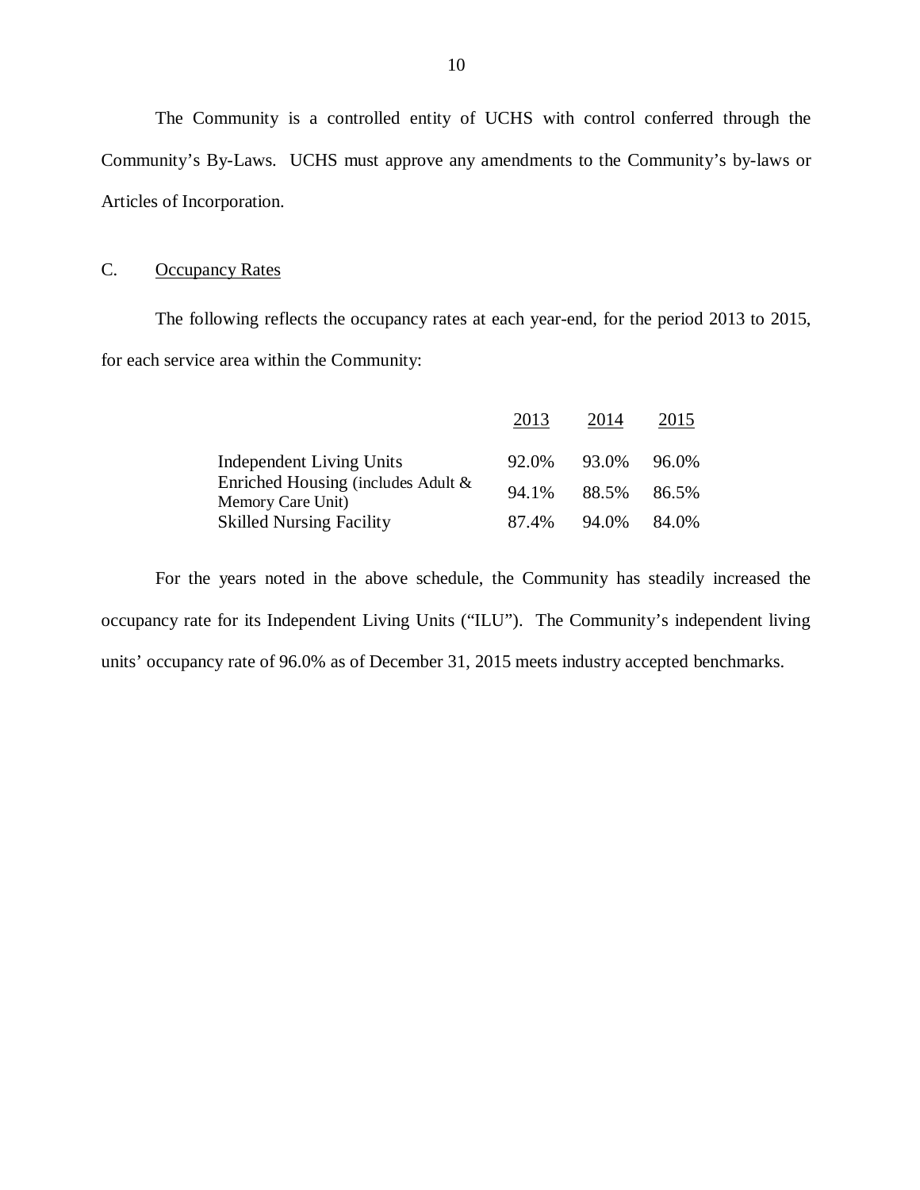The Community is a controlled entity of UCHS with control conferred through the Community's By-Laws. UCHS must approve any amendments to the Community's by-laws or Articles of Incorporation.

C. Occupancy Rates

The following reflects the occupancy rates at each year-end, for the period 2013 to 2015, for each service area within the Community:

| | 2013 | 2014 | 2015 |
|---|---|---|---|
| Independent Living Units | 92.0% | 93.0% | 96.0% |
| Enriched Housing (includes Adult & Memory Care Unit) | 94.1% | 88.5% | 86.5% |
| Skilled Nursing Facility | 87.4% | 94.0% | 84.0% |

For the years noted in the above schedule, the Community has steadily increased the occupancy rate for its Independent Living Units ("ILU"). The Community's independent living units' occupancy rate of 96.0% as of December 31, 2015 meets industry accepted benchmarks.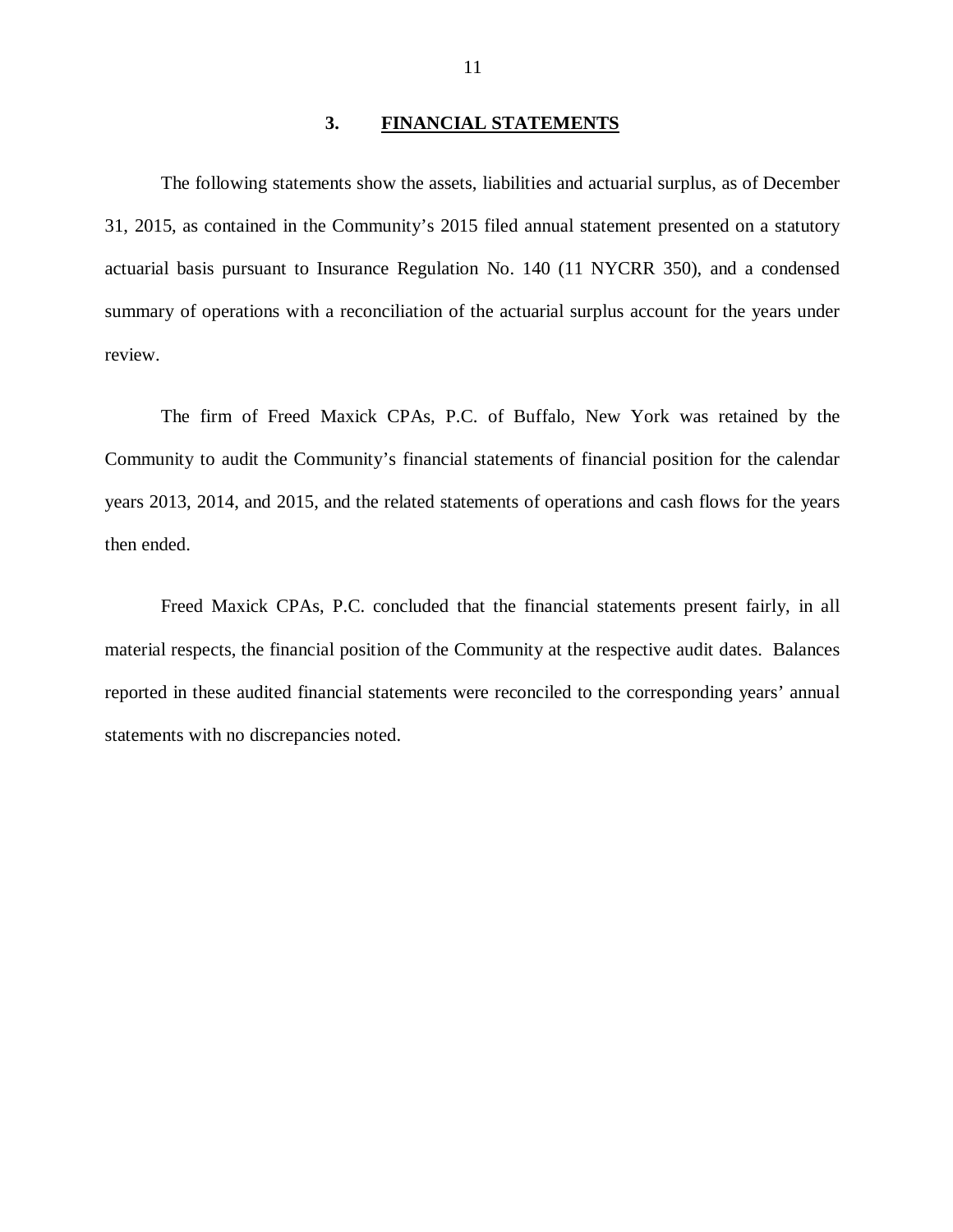## 3. FINANCIAL STATEMENTS

The following statements show the assets, liabilities and actuarial surplus, as of December 31, 2015, as contained in the Community's 2015 filed annual statement presented on a statutory actuarial basis pursuant to Insurance Regulation No. 140 (11 NYCRR 350), and a condensed summary of operations with a reconciliation of the actuarial surplus account for the years under review.

The firm of Freed Maxick CPAs, P.C. of Buffalo, New York was retained by the Community to audit the Community's financial statements of financial position for the calendar years 2013, 2014, and 2015, and the related statements of operations and cash flows for the years then ended.

Freed Maxick CPAs, P.C. concluded that the financial statements present fairly, in all material respects, the financial position of the Community at the respective audit dates. Balances reported in these audited financial statements were reconciled to the corresponding years' annual statements with no discrepancies noted.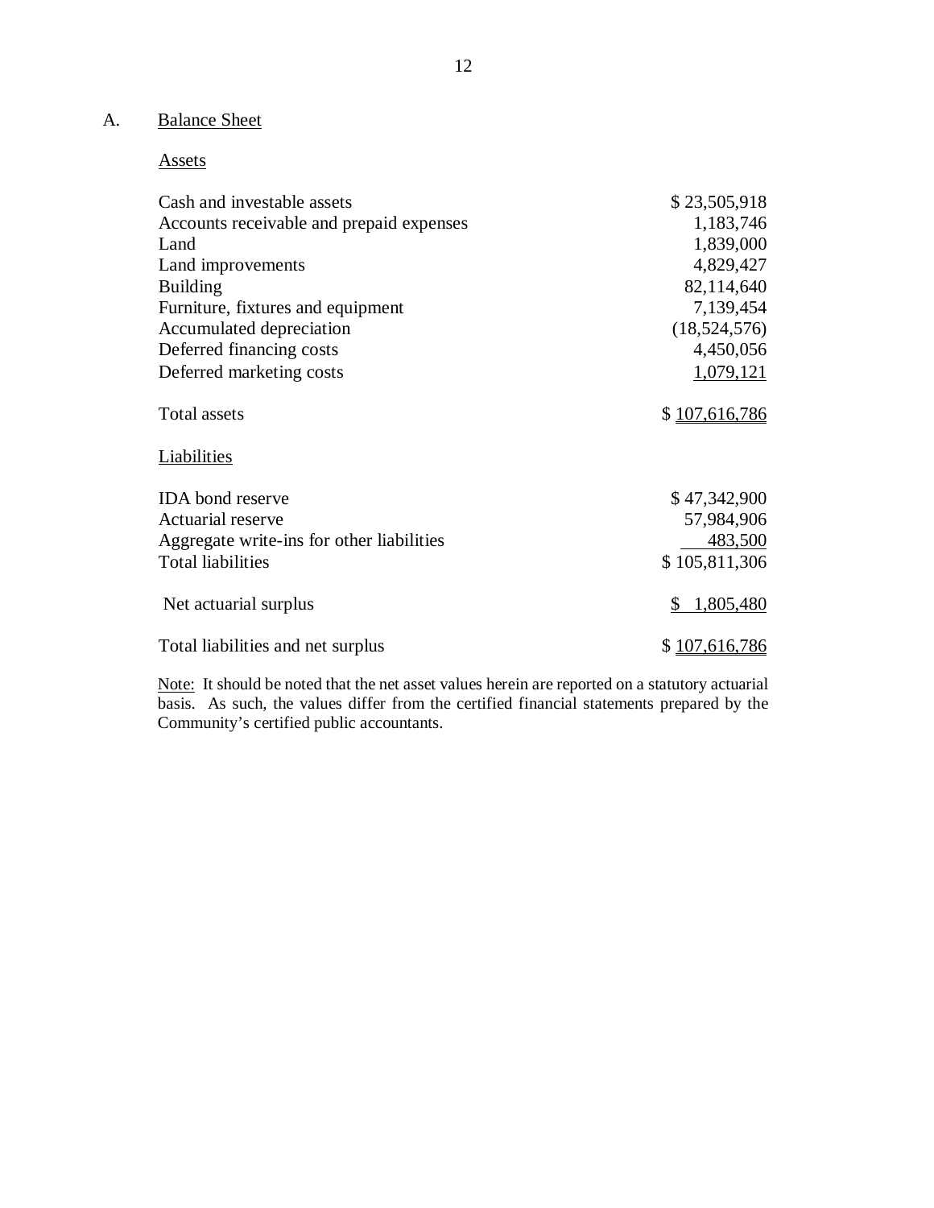## A. Balance Sheet

Assets

| | |
|---|---|
| Cash and investable assets | $ 23,505,918 |
| Accounts receivable and prepaid expenses | 1,183,746 |
| Land | 1,839,000 |
| Land improvements | 4,829,427 |
| Building | 82,114,640 |
| Furniture, fixtures and equipment | 7,139,454 |
| Accumulated depreciation | (18,524,576) |
| Deferred financing costs | 4,450,056 |
| Deferred marketing costs | 1,079,121 |
| Total assets | $ 107,616,786 |

Liabilities

| | |
|---|---|
| IDA bond reserve | $ 47,342,900 |
| Actuarial reserve | 57,984,906 |
| Aggregate write-ins for other liabilities | 483,500 |
| Total liabilities | $ 105,811,306 |
| Net actuarial surplus | $ 1,805,480 |
| Total liabilities and net surplus | $ 107,616,786 |

Note: It should be noted that the net asset values herein are reported on a statutory actuarial basis. As such, the values differ from the certified financial statements prepared by the Community's certified public accountants.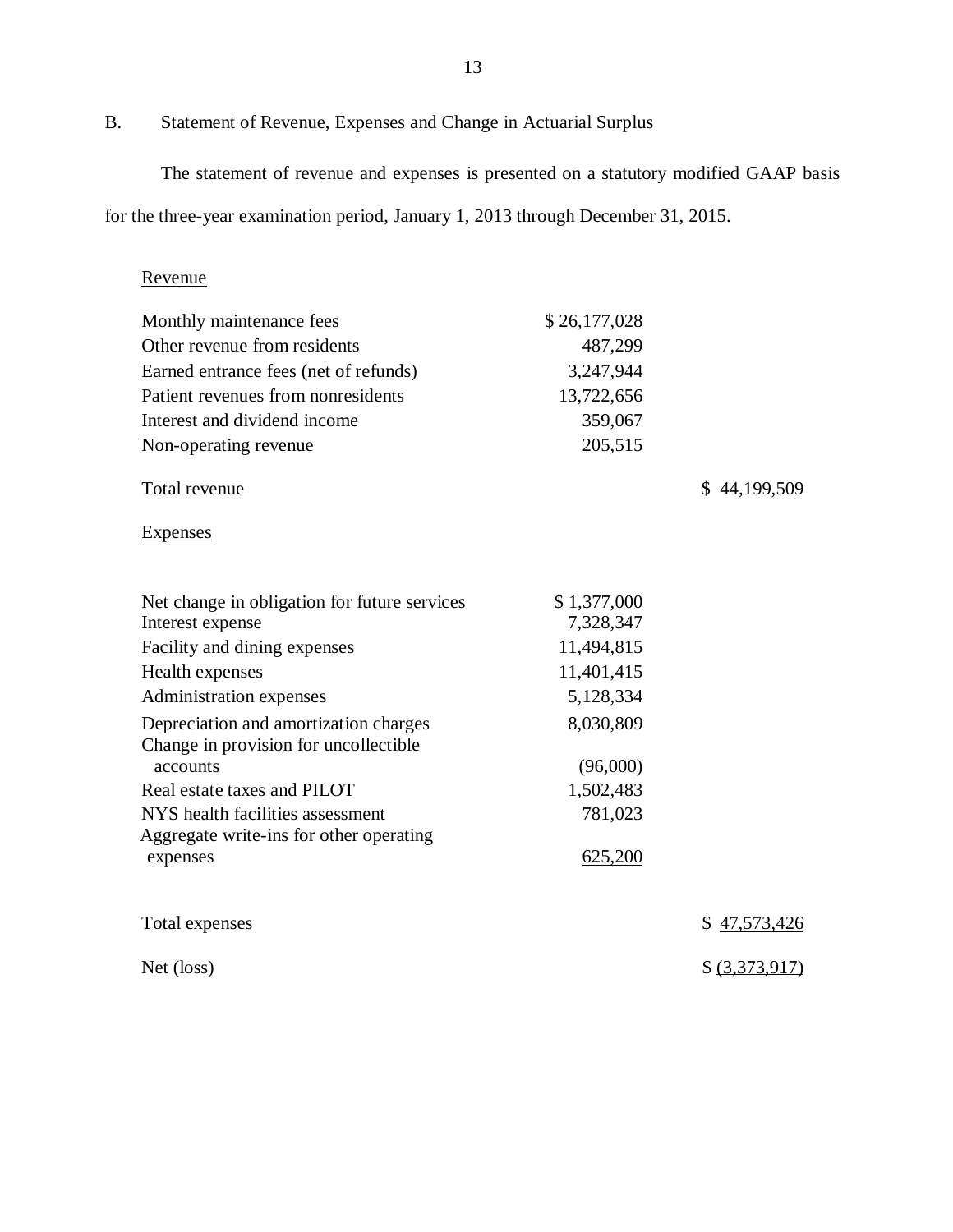## B. Statement of Revenue, Expenses and Change in Actuarial Surplus

The statement of revenue and expenses is presented on a statutory modified GAAP basis for the three-year examination period, January 1, 2013 through December 31, 2015.

| | | |
|---|---|---|
| Revenue | | |
| Monthly maintenance fees | $ 26,177,028 | |
| Other revenue from residents | 487,299 | |
| Earned entrance fees (net of refunds) | 3,247,944 | |
| Patient revenues from nonresidents | 13,722,656 | |
| Interest and dividend income | 359,067 | |
| Non-operating revenue | 205,515 | |
| Total revenue | | $ 44,199,509 |
| Expenses | | |
| Net change in obligation for future services | $ 1,377,000 | |
| Interest expense | 7,328,347 | |
| Facility and dining expenses | 11,494,815 | |
| Health expenses | 11,401,415 | |
| Administration expenses | 5,128,334 | |
| Depreciation and amortization charges | 8,030,809 | |
| Change in provision for uncollectible accounts | (96,000) | |
| Real estate taxes and PILOT | 1,502,483 | |
| NYS health facilities assessment | 781,023 | |
| Aggregate write-ins for other operating expenses | 625,200 | |
| Total expenses | | $ 47,573,426 |
| Net (loss) | | $ (3,373,917) |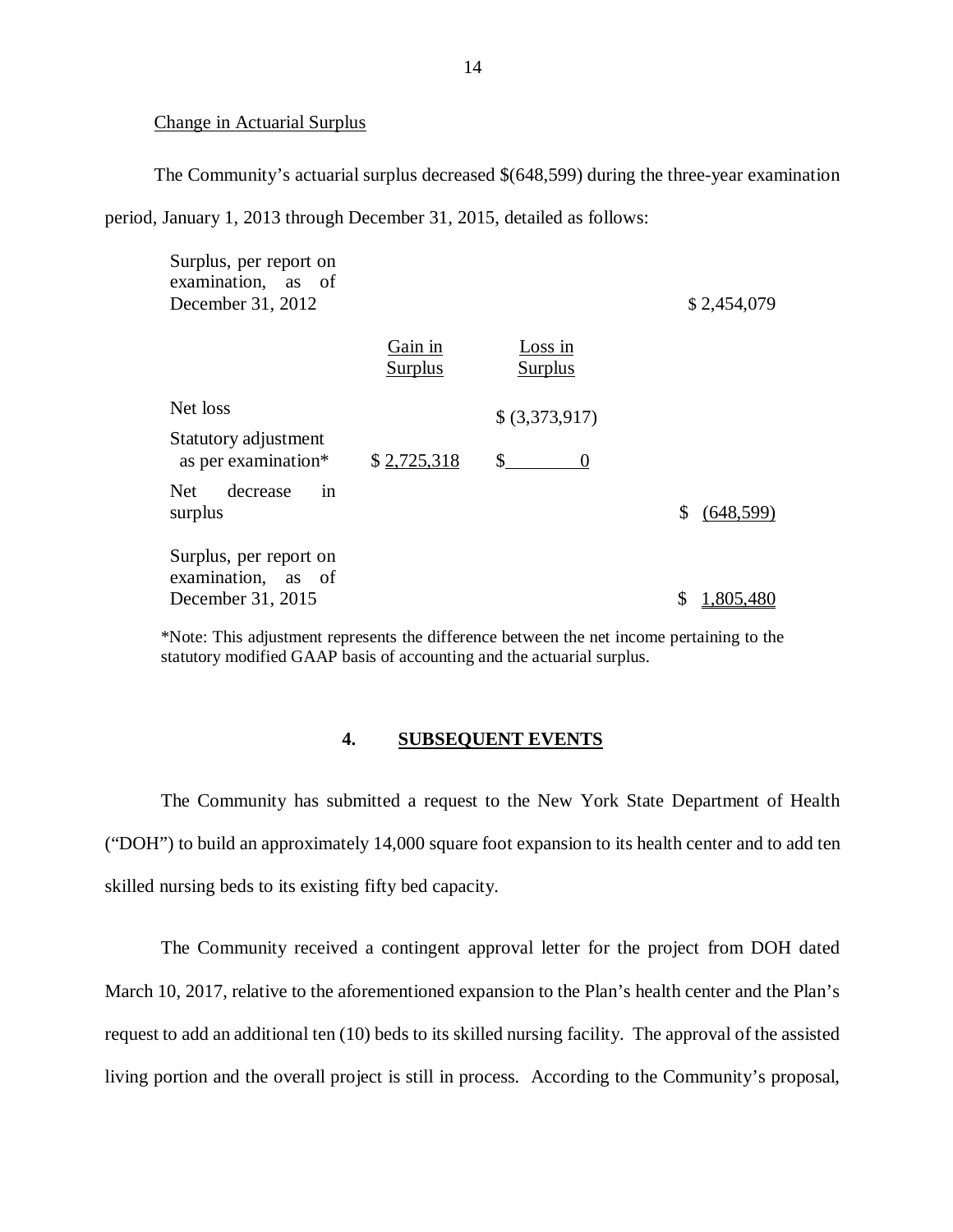Change in Actuarial Surplus

The Community's actuarial surplus decreased $(648,599) during the three-year examination period, January 1, 2013 through December 31, 2015, detailed as follows:

| | Gain in Surplus | Loss in Surplus | |
|---|---|---|---|
| Surplus, per report on examination, as of December 31, 2012 | | | $ 2,454,079 |
| Net loss | | $ (3,373,917) | |
| Statutory adjustment as per examination* | $ 2,725,318 | $ 0 | |
| Net decrease in surplus | | | $ (648,599) |
| Surplus, per report on examination, as of December 31, 2015 | | | $ 1,805,480 |

*Note: This adjustment represents the difference between the net income pertaining to the statutory modified GAAP basis of accounting and the actuarial surplus.

## 4. SUBSEQUENT EVENTS

The Community has submitted a request to the New York State Department of Health ("DOH") to build an approximately 14,000 square foot expansion to its health center and to add ten skilled nursing beds to its existing fifty bed capacity.

The Community received a contingent approval letter for the project from DOH dated March 10, 2017, relative to the aforementioned expansion to the Plan's health center and the Plan's request to add an additional ten (10) beds to its skilled nursing facility. The approval of the assisted living portion and the overall project is still in process. According to the Community's proposal,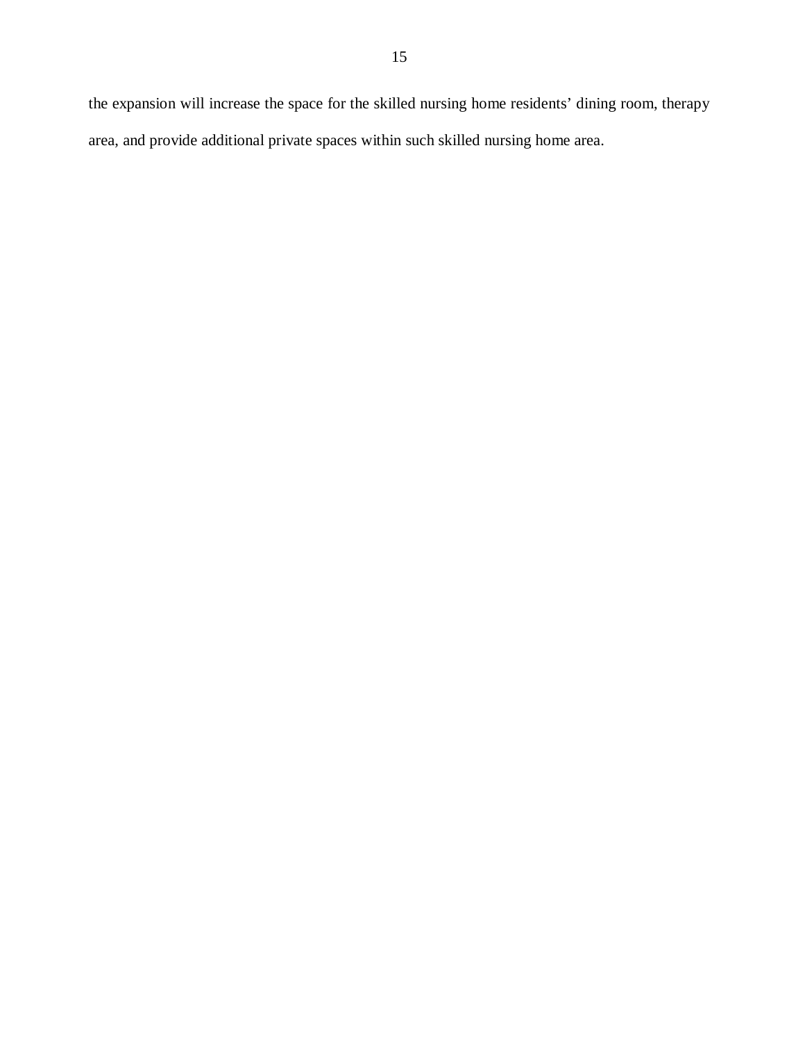the expansion will increase the space for the skilled nursing home residents' dining room, therapy area, and provide additional private spaces within such skilled nursing home area.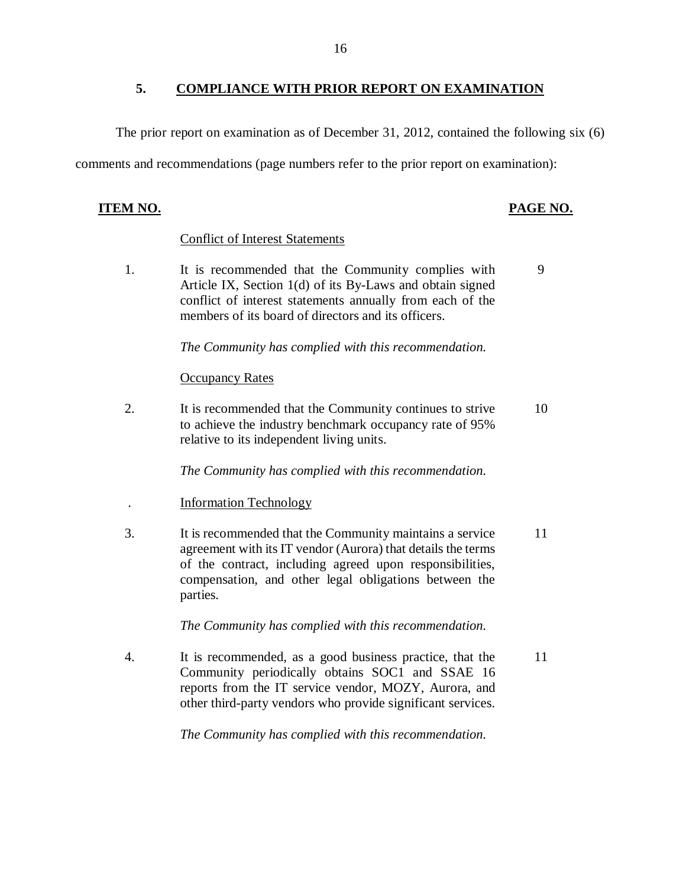## 5. COMPLIANCE WITH PRIOR REPORT ON EXAMINATION

The prior report on examination as of December 31, 2012, contained the following six (6) comments and recommendations (page numbers refer to the prior report on examination):

| ITEM NO. | | PAGE NO. |
|---|---|---|
| | Conflict of Interest Statements | |
| 1. | It is recommended that the Community complies with Article IX, Section 1(d) of its By-Laws and obtain signed conflict of interest statements annually from each of the members of its board of directors and its officers. | 9 |
| | *The Community has complied with this recommendation.* | |
| | Occupancy Rates | |
| 2. | It is recommended that the Community continues to strive to achieve the industry benchmark occupancy rate of 95% relative to its independent living units. | 10 |
| | *The Community has complied with this recommendation.* | |
| . | Information Technology | |
| 3. | It is recommended that the Community maintains a service agreement with its IT vendor (Aurora) that details the terms of the contract, including agreed upon responsibilities, compensation, and other legal obligations between the parties. | 11 |
| | *The Community has complied with this recommendation.* | |
| 4. | It is recommended, as a good business practice, that the Community periodically obtains SOC1 and SSAE 16 reports from the IT service vendor, MOZY, Aurora, and other third-party vendors who provide significant services. | 11 |
| | *The Community has complied with this recommendation.* | |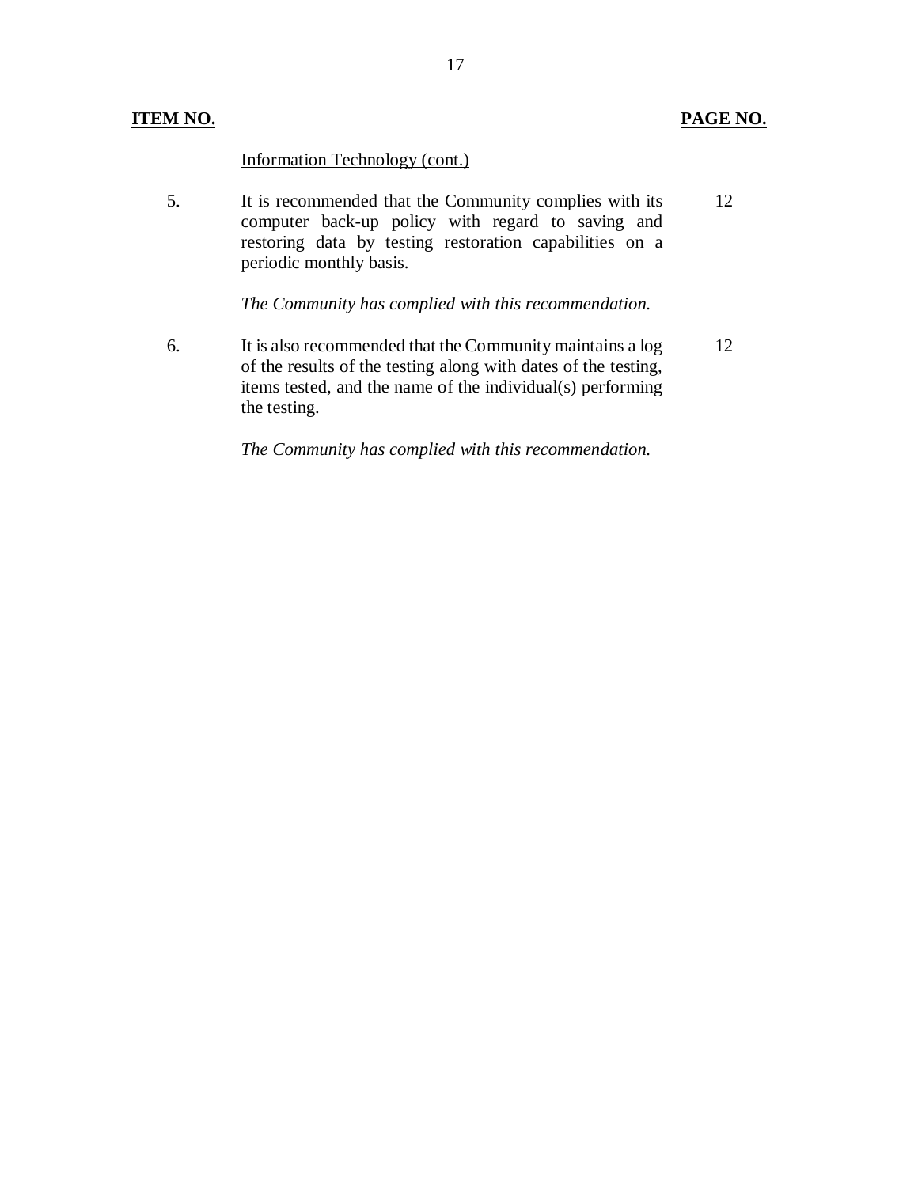| ITEM NO. | | PAGE NO. |
|---|---|---|
| | Information Technology (cont.) | |
| 5. | It is recommended that the Community complies with its computer back-up policy with regard to saving and restoring data by testing restoration capabilities on a periodic monthly basis. | 12 |
| | *The Community has complied with this recommendation.* | |
| 6. | It is also recommended that the Community maintains a log of the results of the testing along with dates of the testing, items tested, and the name of the individual(s) performing the testing. | 12 |
| | *The Community has complied with this recommendation.* | |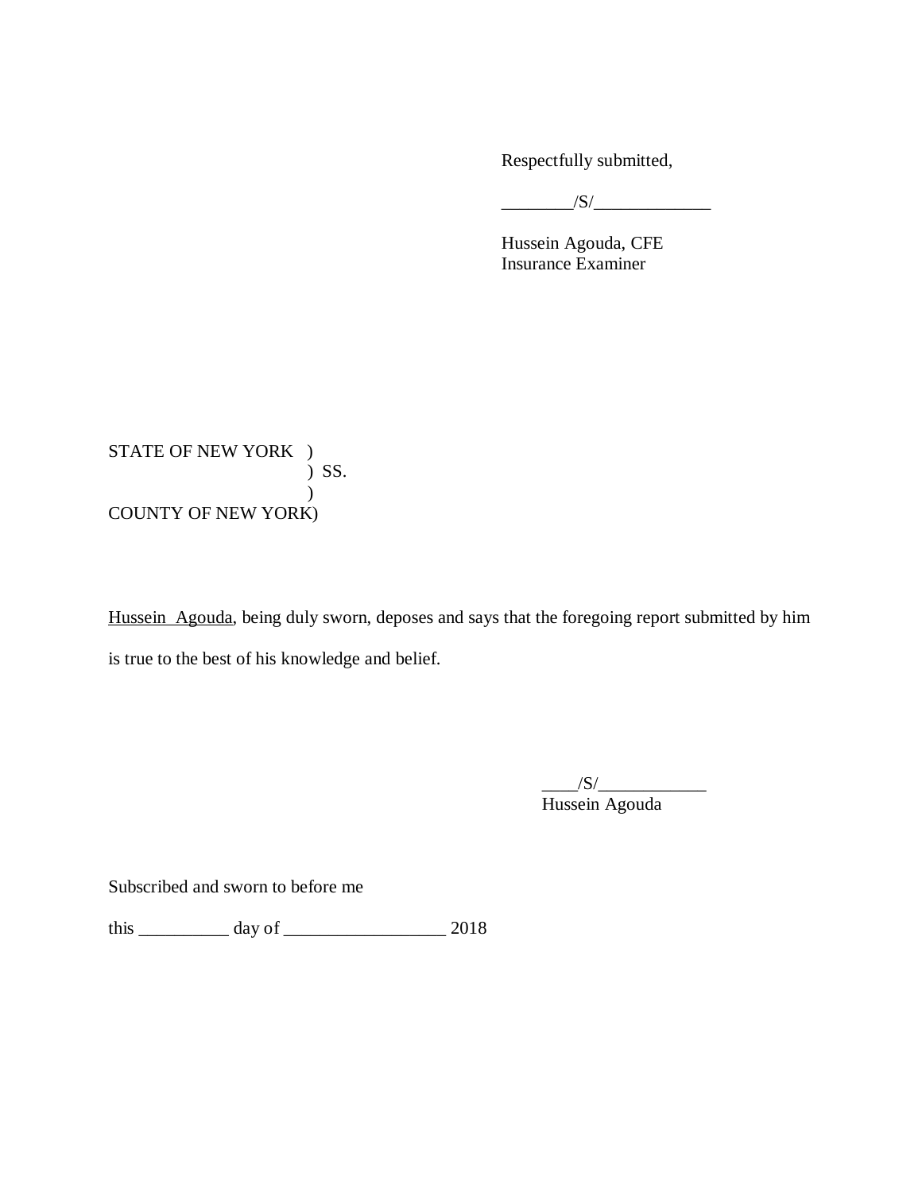Respectfully submitted,

________/S/_____________

Hussein Agouda, CFE
Insurance Examiner

STATE OF NEW YORK )
) SS.
)
COUNTY OF NEW YORK)

Hussein Agouda, being duly sworn, deposes and says that the foregoing report submitted by him is true to the best of his knowledge and belief.

____/S/____________
Hussein Agouda

Subscribed and sworn to before me

this __________ day of __________________ 2018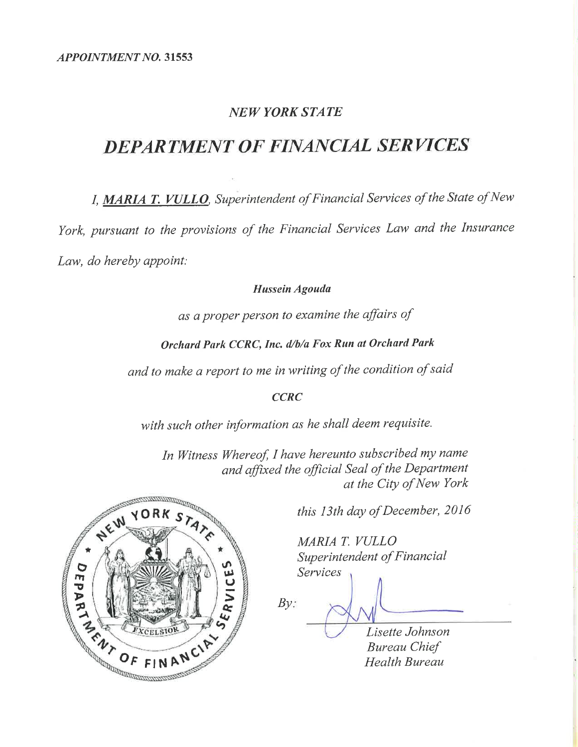*APPOINTMENT NO.* **31553**

## *NEW YORK STATE*

# *DEPARTMENT OF FINANCIAL SERVICES*

*I, **MARIA T. VULLO**, Superintendent of Financial Services of the State of New York, pursuant to the provisions of the Financial Services Law and the Insurance Law, do hereby appoint:*

***Hussein Agouda***

*as a proper person to examine the affairs of*

***Orchard Park CCRC, Inc. d/b/a Fox Run at Orchard Park***

*and to make a report to me in writing of the condition of said*

***CCRC***

*with such other information as he shall deem requisite.*

*In Witness Whereof, I have hereunto subscribed my name and affixed the official Seal of the Department at the City of New York*

*this 13th day of December, 2016*

*MARIA T. VULLO*
*Superintendent of Financial Services*

*By:*

*Lisette Johnson*
*Bureau Chief*
*Health Bureau*